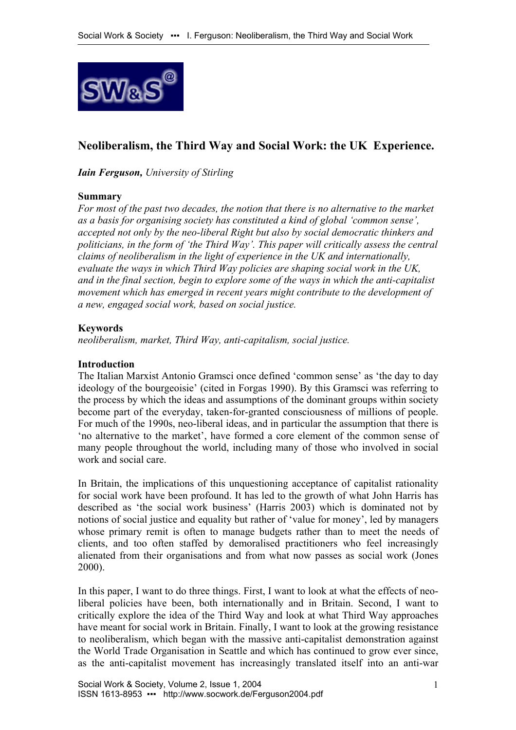# Neoliberalism, the Third Way and Social Work: the UK Experience.

***Iain Ferguson,*** *University of Stirling*

**Summary**

*For most of the past two decades, the notion that there is no alternative to the market as a basis for organising society has constituted a kind of global 'common sense', accepted not only by the neo-liberal Right but also by social democratic thinkers and politicians, in the form of 'the Third Way'. This paper will critically assess the central claims of neoliberalism in the light of experience in the UK and internationally, evaluate the ways in which Third Way policies are shaping social work in the UK, and in the final section, begin to explore some of the ways in which the anti-capitalist movement which has emerged in recent years might contribute to the development of a new, engaged social work, based on social justice.*

**Keywords**

*neoliberalism, market, Third Way, anti-capitalism, social justice.*

**Introduction**

The Italian Marxist Antonio Gramsci once defined 'common sense' as 'the day to day ideology of the bourgeoisie' (cited in Forgas 1990). By this Gramsci was referring to the process by which the ideas and assumptions of the dominant groups within society become part of the everyday, taken-for-granted consciousness of millions of people. For much of the 1990s, neo-liberal ideas, and in particular the assumption that there is 'no alternative to the market', have formed a core element of the common sense of many people throughout the world, including many of those who involved in social work and social care.

In Britain, the implications of this unquestioning acceptance of capitalist rationality for social work have been profound. It has led to the growth of what John Harris has described as 'the social work business' (Harris 2003) which is dominated not by notions of social justice and equality but rather of 'value for money', led by managers whose primary remit is often to manage budgets rather than to meet the needs of clients, and too often staffed by demoralised practitioners who feel increasingly alienated from their organisations and from what now passes as social work (Jones 2000).

In this paper, I want to do three things. First, I want to look at what the effects of neo-liberal policies have been, both internationally and in Britain. Second, I want to critically explore the idea of the Third Way and look at what Third Way approaches have meant for social work in Britain. Finally, I want to look at the growing resistance to neoliberalism, which began with the massive anti-capitalist demonstration against the World Trade Organisation in Seattle and which has continued to grow ever since, as the anti-capitalist movement has increasingly translated itself into an anti-war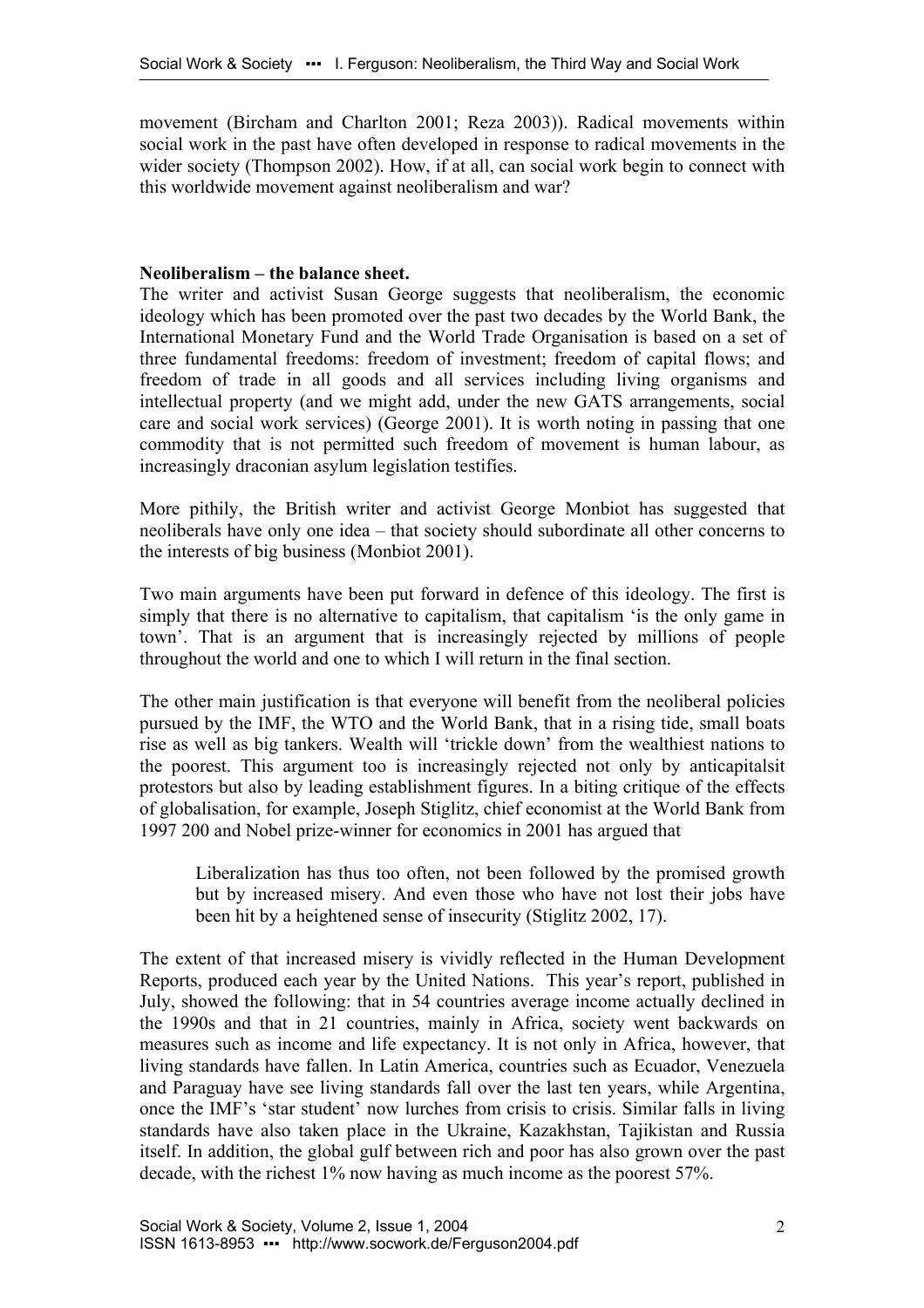movement (Bircham and Charlton 2001; Reza 2003)). Radical movements within social work in the past have often developed in response to radical movements in the wider society (Thompson 2002). How, if at all, can social work begin to connect with this worldwide movement against neoliberalism and war?

**Neoliberalism – the balance sheet.**

The writer and activist Susan George suggests that neoliberalism, the economic ideology which has been promoted over the past two decades by the World Bank, the International Monetary Fund and the World Trade Organisation is based on a set of three fundamental freedoms: freedom of investment; freedom of capital flows; and freedom of trade in all goods and all services including living organisms and intellectual property (and we might add, under the new GATS arrangements, social care and social work services) (George 2001). It is worth noting in passing that one commodity that is not permitted such freedom of movement is human labour, as increasingly draconian asylum legislation testifies.

More pithily, the British writer and activist George Monbiot has suggested that neoliberals have only one idea – that society should subordinate all other concerns to the interests of big business (Monbiot 2001).

Two main arguments have been put forward in defence of this ideology. The first is simply that there is no alternative to capitalism, that capitalism 'is the only game in town'. That is an argument that is increasingly rejected by millions of people throughout the world and one to which I will return in the final section.

The other main justification is that everyone will benefit from the neoliberal policies pursued by the IMF, the WTO and the World Bank, that in a rising tide, small boats rise as well as big tankers. Wealth will 'trickle down' from the wealthiest nations to the poorest. This argument too is increasingly rejected not only by anticapitalsit protestors but also by leading establishment figures. In a biting critique of the effects of globalisation, for example, Joseph Stiglitz, chief economist at the World Bank from 1997 200 and Nobel prize-winner for economics in 2001 has argued that

> Liberalization has thus too often, not been followed by the promised growth but by increased misery. And even those who have not lost their jobs have been hit by a heightened sense of insecurity (Stiglitz 2002, 17).

The extent of that increased misery is vividly reflected in the Human Development Reports, produced each year by the United Nations. This year's report, published in July, showed the following: that in 54 countries average income actually declined in the 1990s and that in 21 countries, mainly in Africa, society went backwards on measures such as income and life expectancy. It is not only in Africa, however, that living standards have fallen. In Latin America, countries such as Ecuador, Venezuela and Paraguay have see living standards fall over the last ten years, while Argentina, once the IMF's 'star student' now lurches from crisis to crisis. Similar falls in living standards have also taken place in the Ukraine, Kazakhstan, Tajikistan and Russia itself. In addition, the global gulf between rich and poor has also grown over the past decade, with the richest 1% now having as much income as the poorest 57%.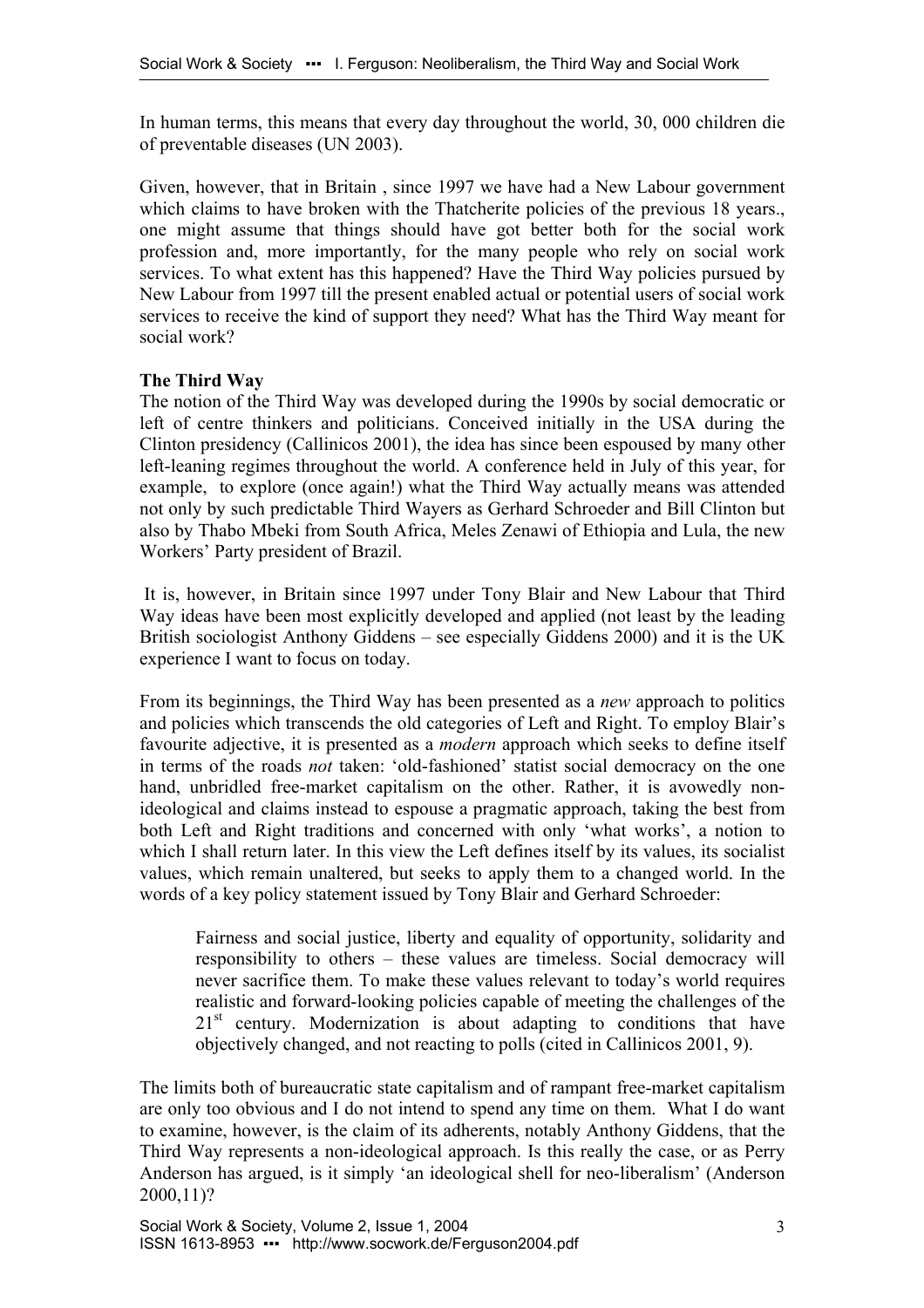In human terms, this means that every day throughout the world, 30, 000 children die of preventable diseases (UN 2003).

Given, however, that in Britain , since 1997 we have had a New Labour government which claims to have broken with the Thatcherite policies of the previous 18 years., one might assume that things should have got better both for the social work profession and, more importantly, for the many people who rely on social work services. To what extent has this happened? Have the Third Way policies pursued by New Labour from 1997 till the present enabled actual or potential users of social work services to receive the kind of support they need? What has the Third Way meant for social work?

**The Third Way**

The notion of the Third Way was developed during the 1990s by social democratic or left of centre thinkers and politicians. Conceived initially in the USA during the Clinton presidency (Callinicos 2001), the idea has since been espoused by many other left-leaning regimes throughout the world. A conference held in July of this year, for example, to explore (once again!) what the Third Way actually means was attended not only by such predictable Third Wayers as Gerhard Schroeder and Bill Clinton but also by Thabo Mbeki from South Africa, Meles Zenawi of Ethiopia and Lula, the new Workers' Party president of Brazil.

It is, however, in Britain since 1997 under Tony Blair and New Labour that Third Way ideas have been most explicitly developed and applied (not least by the leading British sociologist Anthony Giddens – see especially Giddens 2000) and it is the UK experience I want to focus on today.

From its beginnings, the Third Way has been presented as a *new* approach to politics and policies which transcends the old categories of Left and Right. To employ Blair's favourite adjective, it is presented as a *modern* approach which seeks to define itself in terms of the roads *not* taken: 'old-fashioned' statist social democracy on the one hand, unbridled free-market capitalism on the other. Rather, it is avowedly non-ideological and claims instead to espouse a pragmatic approach, taking the best from both Left and Right traditions and concerned with only 'what works', a notion to which I shall return later. In this view the Left defines itself by its values, its socialist values, which remain unaltered, but seeks to apply them to a changed world. In the words of a key policy statement issued by Tony Blair and Gerhard Schroeder:

> Fairness and social justice, liberty and equality of opportunity, solidarity and responsibility to others – these values are timeless. Social democracy will never sacrifice them. To make these values relevant to today's world requires realistic and forward-looking policies capable of meeting the challenges of the 21st century. Modernization is about adapting to conditions that have objectively changed, and not reacting to polls (cited in Callinicos 2001, 9).

The limits both of bureaucratic state capitalism and of rampant free-market capitalism are only too obvious and I do not intend to spend any time on them. What I do want to examine, however, is the claim of its adherents, notably Anthony Giddens, that the Third Way represents a non-ideological approach. Is this really the case, or as Perry Anderson has argued, is it simply 'an ideological shell for neo-liberalism' (Anderson 2000,11)?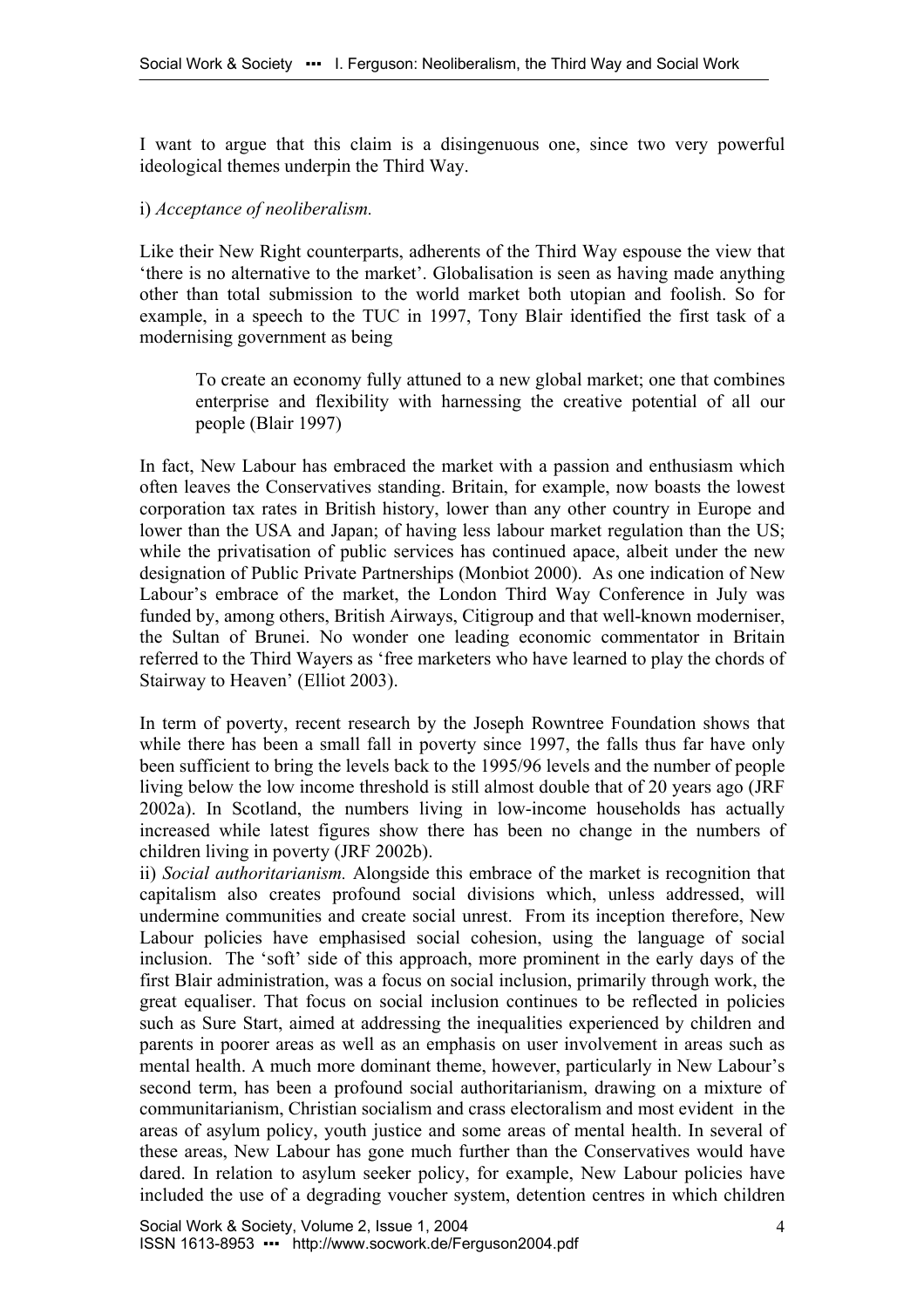I want to argue that this claim is a disingenuous one, since two very powerful ideological themes underpin the Third Way.

i) *Acceptance of neoliberalism.*

Like their New Right counterparts, adherents of the Third Way espouse the view that 'there is no alternative to the market'. Globalisation is seen as having made anything other than total submission to the world market both utopian and foolish. So for example, in a speech to the TUC in 1997, Tony Blair identified the first task of a modernising government as being

> To create an economy fully attuned to a new global market; one that combines enterprise and flexibility with harnessing the creative potential of all our people (Blair 1997)

In fact, New Labour has embraced the market with a passion and enthusiasm which often leaves the Conservatives standing. Britain, for example, now boasts the lowest corporation tax rates in British history, lower than any other country in Europe and lower than the USA and Japan; of having less labour market regulation than the US; while the privatisation of public services has continued apace, albeit under the new designation of Public Private Partnerships (Monbiot 2000). As one indication of New Labour's embrace of the market, the London Third Way Conference in July was funded by, among others, British Airways, Citigroup and that well-known moderniser, the Sultan of Brunei. No wonder one leading economic commentator in Britain referred to the Third Wayers as 'free marketers who have learned to play the chords of Stairway to Heaven' (Elliot 2003).

In term of poverty, recent research by the Joseph Rowntree Foundation shows that while there has been a small fall in poverty since 1997, the falls thus far have only been sufficient to bring the levels back to the 1995/96 levels and the number of people living below the low income threshold is still almost double that of 20 years ago (JRF 2002a). In Scotland, the numbers living in low-income households has actually increased while latest figures show there has been no change in the numbers of children living in poverty (JRF 2002b).

ii) *Social authoritarianism.* Alongside this embrace of the market is recognition that capitalism also creates profound social divisions which, unless addressed, will undermine communities and create social unrest. From its inception therefore, New Labour policies have emphasised social cohesion, using the language of social inclusion. The 'soft' side of this approach, more prominent in the early days of the first Blair administration, was a focus on social inclusion, primarily through work, the great equaliser. That focus on social inclusion continues to be reflected in policies such as Sure Start, aimed at addressing the inequalities experienced by children and parents in poorer areas as well as an emphasis on user involvement in areas such as mental health. A much more dominant theme, however, particularly in New Labour's second term, has been a profound social authoritarianism, drawing on a mixture of communitarianism, Christian socialism and crass electoralism and most evident in the areas of asylum policy, youth justice and some areas of mental health. In several of these areas, New Labour has gone much further than the Conservatives would have dared. In relation to asylum seeker policy, for example, New Labour policies have included the use of a degrading voucher system, detention centres in which children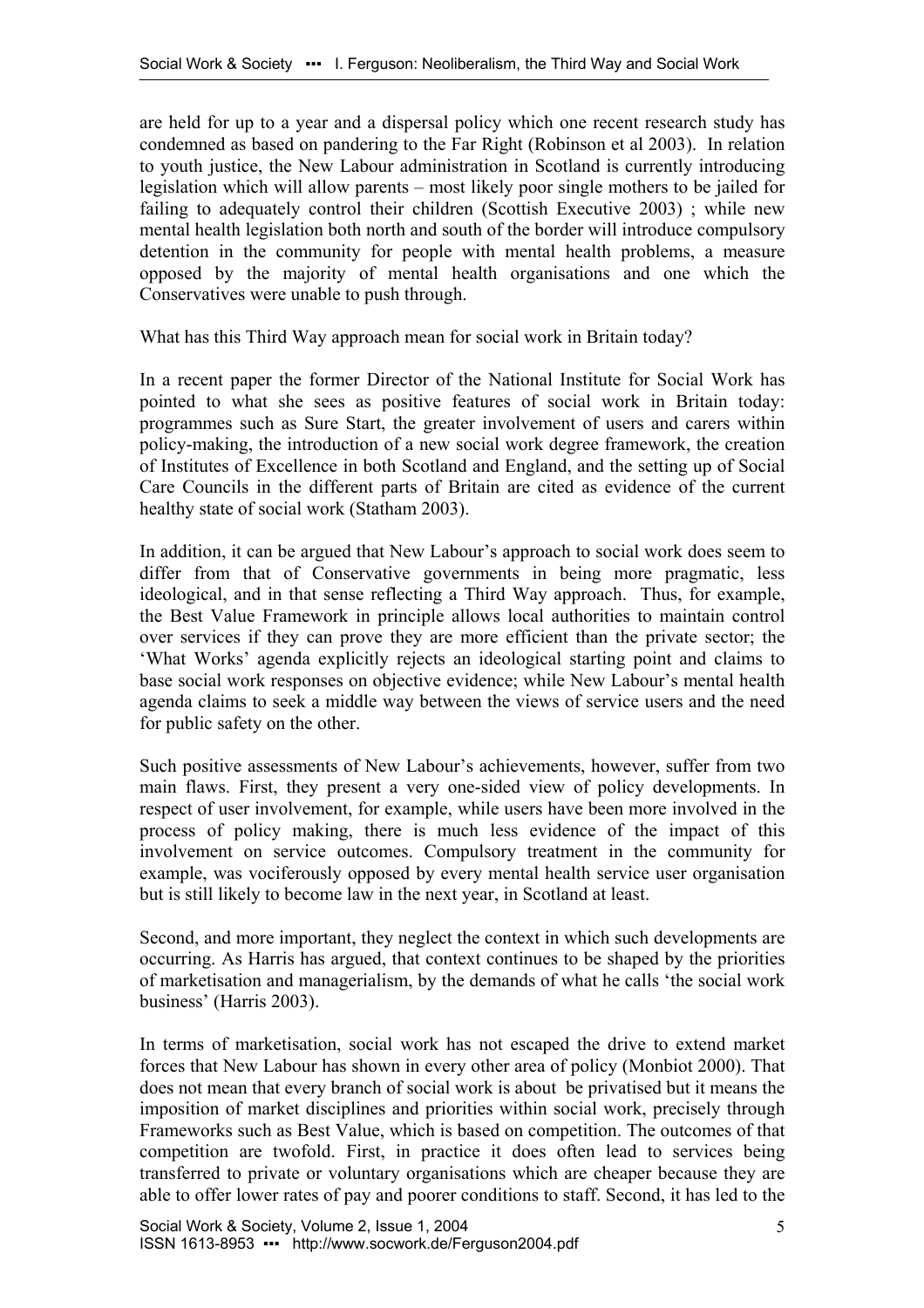are held for up to a year and a dispersal policy which one recent research study has condemned as based on pandering to the Far Right (Robinson et al 2003). In relation to youth justice, the New Labour administration in Scotland is currently introducing legislation which will allow parents – most likely poor single mothers to be jailed for failing to adequately control their children (Scottish Executive 2003) ; while new mental health legislation both north and south of the border will introduce compulsory detention in the community for people with mental health problems, a measure opposed by the majority of mental health organisations and one which the Conservatives were unable to push through.

What has this Third Way approach mean for social work in Britain today?

In a recent paper the former Director of the National Institute for Social Work has pointed to what she sees as positive features of social work in Britain today: programmes such as Sure Start, the greater involvement of users and carers within policy-making, the introduction of a new social work degree framework, the creation of Institutes of Excellence in both Scotland and England, and the setting up of Social Care Councils in the different parts of Britain are cited as evidence of the current healthy state of social work (Statham 2003).

In addition, it can be argued that New Labour's approach to social work does seem to differ from that of Conservative governments in being more pragmatic, less ideological, and in that sense reflecting a Third Way approach. Thus, for example, the Best Value Framework in principle allows local authorities to maintain control over services if they can prove they are more efficient than the private sector; the 'What Works' agenda explicitly rejects an ideological starting point and claims to base social work responses on objective evidence; while New Labour's mental health agenda claims to seek a middle way between the views of service users and the need for public safety on the other.

Such positive assessments of New Labour's achievements, however, suffer from two main flaws. First, they present a very one-sided view of policy developments. In respect of user involvement, for example, while users have been more involved in the process of policy making, there is much less evidence of the impact of this involvement on service outcomes. Compulsory treatment in the community for example, was vociferously opposed by every mental health service user organisation but is still likely to become law in the next year, in Scotland at least.

Second, and more important, they neglect the context in which such developments are occurring. As Harris has argued, that context continues to be shaped by the priorities of marketisation and managerialism, by the demands of what he calls 'the social work business' (Harris 2003).

In terms of marketisation, social work has not escaped the drive to extend market forces that New Labour has shown in every other area of policy (Monbiot 2000). That does not mean that every branch of social work is about be privatised but it means the imposition of market disciplines and priorities within social work, precisely through Frameworks such as Best Value, which is based on competition. The outcomes of that competition are twofold. First, in practice it does often lead to services being transferred to private or voluntary organisations which are cheaper because they are able to offer lower rates of pay and poorer conditions to staff. Second, it has led to the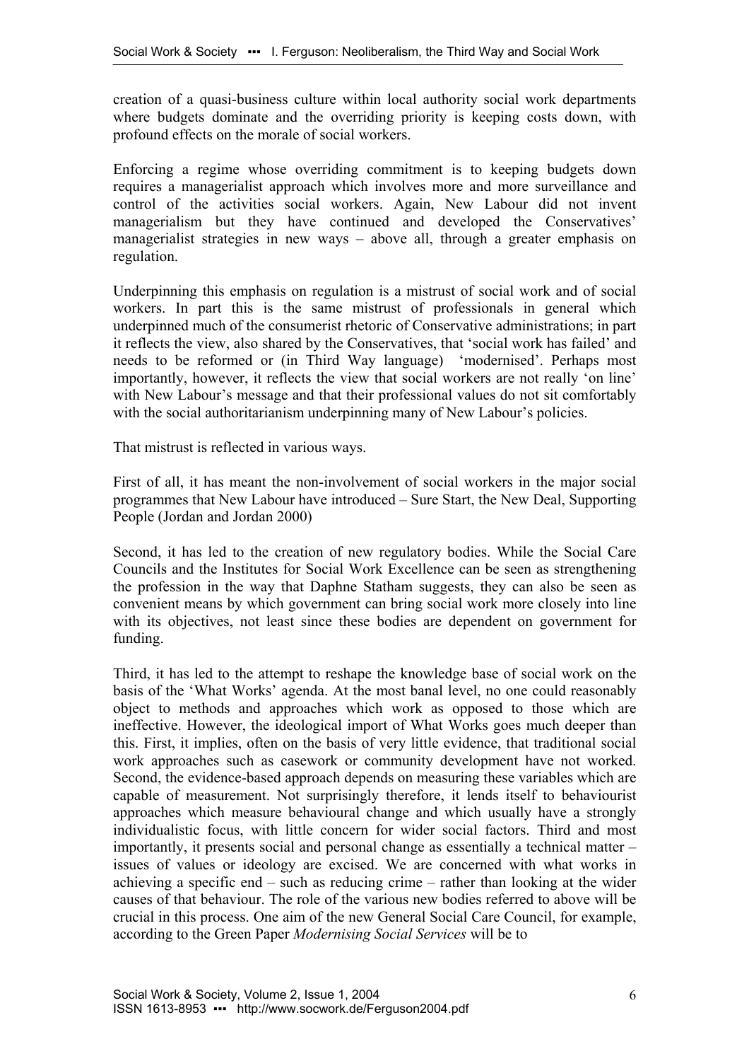creation of a quasi-business culture within local authority social work departments where budgets dominate and the overriding priority is keeping costs down, with profound effects on the morale of social workers.

Enforcing a regime whose overriding commitment is to keeping budgets down requires a managerialist approach which involves more and more surveillance and control of the activities social workers. Again, New Labour did not invent managerialism but they have continued and developed the Conservatives' managerialist strategies in new ways – above all, through a greater emphasis on regulation.

Underpinning this emphasis on regulation is a mistrust of social work and of social workers. In part this is the same mistrust of professionals in general which underpinned much of the consumerist rhetoric of Conservative administrations; in part it reflects the view, also shared by the Conservatives, that 'social work has failed' and needs to be reformed or (in Third Way language) 'modernised'. Perhaps most importantly, however, it reflects the view that social workers are not really 'on line' with New Labour's message and that their professional values do not sit comfortably with the social authoritarianism underpinning many of New Labour's policies.

That mistrust is reflected in various ways.

First of all, it has meant the non-involvement of social workers in the major social programmes that New Labour have introduced – Sure Start, the New Deal, Supporting People (Jordan and Jordan 2000)

Second, it has led to the creation of new regulatory bodies. While the Social Care Councils and the Institutes for Social Work Excellence can be seen as strengthening the profession in the way that Daphne Statham suggests, they can also be seen as convenient means by which government can bring social work more closely into line with its objectives, not least since these bodies are dependent on government for funding.

Third, it has led to the attempt to reshape the knowledge base of social work on the basis of the 'What Works' agenda. At the most banal level, no one could reasonably object to methods and approaches which work as opposed to those which are ineffective. However, the ideological import of What Works goes much deeper than this. First, it implies, often on the basis of very little evidence, that traditional social work approaches such as casework or community development have not worked. Second, the evidence-based approach depends on measuring these variables which are capable of measurement. Not surprisingly therefore, it lends itself to behaviourist approaches which measure behavioural change and which usually have a strongly individualistic focus, with little concern for wider social factors. Third and most importantly, it presents social and personal change as essentially a technical matter – issues of values or ideology are excised. We are concerned with what works in achieving a specific end – such as reducing crime – rather than looking at the wider causes of that behaviour. The role of the various new bodies referred to above will be crucial in this process. One aim of the new General Social Care Council, for example, according to the Green Paper *Modernising Social Services* will be to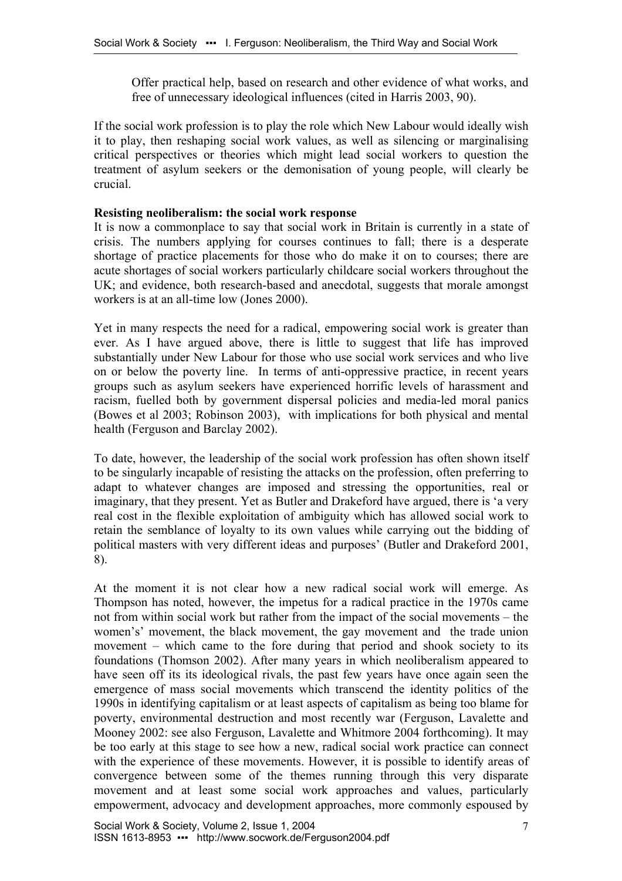> Offer practical help, based on research and other evidence of what works, and free of unnecessary ideological influences (cited in Harris 2003, 90).

If the social work profession is to play the role which New Labour would ideally wish it to play, then reshaping social work values, as well as silencing or marginalising critical perspectives or theories which might lead social workers to question the treatment of asylum seekers or the demonisation of young people, will clearly be crucial.

**Resisting neoliberalism: the social work response**

It is now a commonplace to say that social work in Britain is currently in a state of crisis. The numbers applying for courses continues to fall; there is a desperate shortage of practice placements for those who do make it on to courses; there are acute shortages of social workers particularly childcare social workers throughout the UK; and evidence, both research-based and anecdotal, suggests that morale amongst workers is at an all-time low (Jones 2000).

Yet in many respects the need for a radical, empowering social work is greater than ever. As I have argued above, there is little to suggest that life has improved substantially under New Labour for those who use social work services and who live on or below the poverty line. In terms of anti-oppressive practice, in recent years groups such as asylum seekers have experienced horrific levels of harassment and racism, fuelled both by government dispersal policies and media-led moral panics (Bowes et al 2003; Robinson 2003), with implications for both physical and mental health (Ferguson and Barclay 2002).

To date, however, the leadership of the social work profession has often shown itself to be singularly incapable of resisting the attacks on the profession, often preferring to adapt to whatever changes are imposed and stressing the opportunities, real or imaginary, that they present. Yet as Butler and Drakeford have argued, there is 'a very real cost in the flexible exploitation of ambiguity which has allowed social work to retain the semblance of loyalty to its own values while carrying out the bidding of political masters with very different ideas and purposes' (Butler and Drakeford 2001, 8).

At the moment it is not clear how a new radical social work will emerge. As Thompson has noted, however, the impetus for a radical practice in the 1970s came not from within social work but rather from the impact of the social movements – the women's' movement, the black movement, the gay movement and the trade union movement – which came to the fore during that period and shook society to its foundations (Thomson 2002). After many years in which neoliberalism appeared to have seen off its its ideological rivals, the past few years have once again seen the emergence of mass social movements which transcend the identity politics of the 1990s in identifying capitalism or at least aspects of capitalism as being too blame for poverty, environmental destruction and most recently war (Ferguson, Lavalette and Mooney 2002: see also Ferguson, Lavalette and Whitmore 2004 forthcoming). It may be too early at this stage to see how a new, radical social work practice can connect with the experience of these movements. However, it is possible to identify areas of convergence between some of the themes running through this very disparate movement and at least some social work approaches and values, particularly empowerment, advocacy and development approaches, more commonly espoused by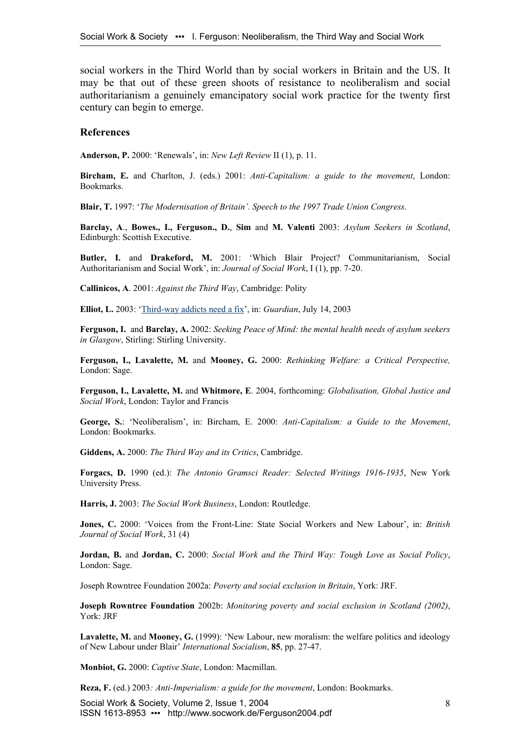social workers in the Third World than by social workers in Britain and the US. It may be that out of these green shoots of resistance to neoliberalism and social authoritarianism a genuinely emancipatory social work practice for the twenty first century can begin to emerge.

## References

**Anderson, P.** 2000: 'Renewals', in: *New Left Review* II (1), p. 11.

**Bircham, E.** and Charlton, J. (eds.) 2001: *Anti-Capitalism: a guide to the movement*, London: Bookmarks.

**Blair, T.** 1997: '*The Modernisation of Britain'. Speech to the 1997 Trade Union Congress*.

**Barclay, A**., **Bowes., I., Ferguson., D.**, **Sim** and **M. Valenti** 2003: *Asylum Seekers in Scotland*, Edinburgh: Scottish Executive.

**Butler, I.** and **Drakeford, M.** 2001: 'Which Blair Project? Communitarianism, Social Authoritarianism and Social Work', in: *Journal of Social Work*, I (1), pp. 7-20.

**Callinicos, A**. 2001: *Against the Third Way*, Cambridge: Polity

**Elliot, L.** 2003: 'Third-way addicts need a fix', in: *Guardian*, July 14, 2003

**Ferguson, I.** and **Barclay, A.** 2002: *Seeking Peace of Mind: the mental health needs of asylum seekers in Glasgow*, Stirling: Stirling University.

**Ferguson, I., Lavalette, M.** and **Mooney, G.** 2000: *Rethinking Welfare: a Critical Perspective,* London: Sage.

**Ferguson, I., Lavalette, M.** and **Whitmore, E**. 2004, forthcoming: *Globalisation, Global Justice and Social Work*, London: Taylor and Francis

**George, S.**: 'Neoliberalism', in: Bircham, E. 2000: *Anti-Capitalism: a Guide to the Movement*, London: Bookmarks.

**Giddens, A.** 2000: *The Third Way and its Critics*, Cambridge.

**Forgacs, D.** 1990 (ed.): *The Antonio Gramsci Reader: Selected Writings 1916-1935*, New York University Press.

**Harris, J.** 2003: *The Social Work Business*, London: Routledge.

**Jones, C.** 2000: 'Voices from the Front-Line: State Social Workers and New Labour', in: *British Journal of Social Work*, 31 (4)

**Jordan, B.** and **Jordan, C.** 2000: *Social Work and the Third Way: Tough Love as Social Policy*, London: Sage.

Joseph Rowntree Foundation 2002a: *Poverty and social exclusion in Britain*, York: JRF.

**Joseph Rowntree Foundation** 2002b: *Monitoring poverty and social exclusion in Scotland (2002)*, York: JRF

**Lavalette, M.** and **Mooney, G.** (1999): 'New Labour, new moralism: the welfare politics and ideology of New Labour under Blair' *International Socialism*, **85**, pp. 27-47.

**Monbiot, G.** 2000: *Captive State*, London: Macmillan.

**Reza, F.** (ed.) 2003*: Anti-Imperialism: a guide for the movement*, London: Bookmarks.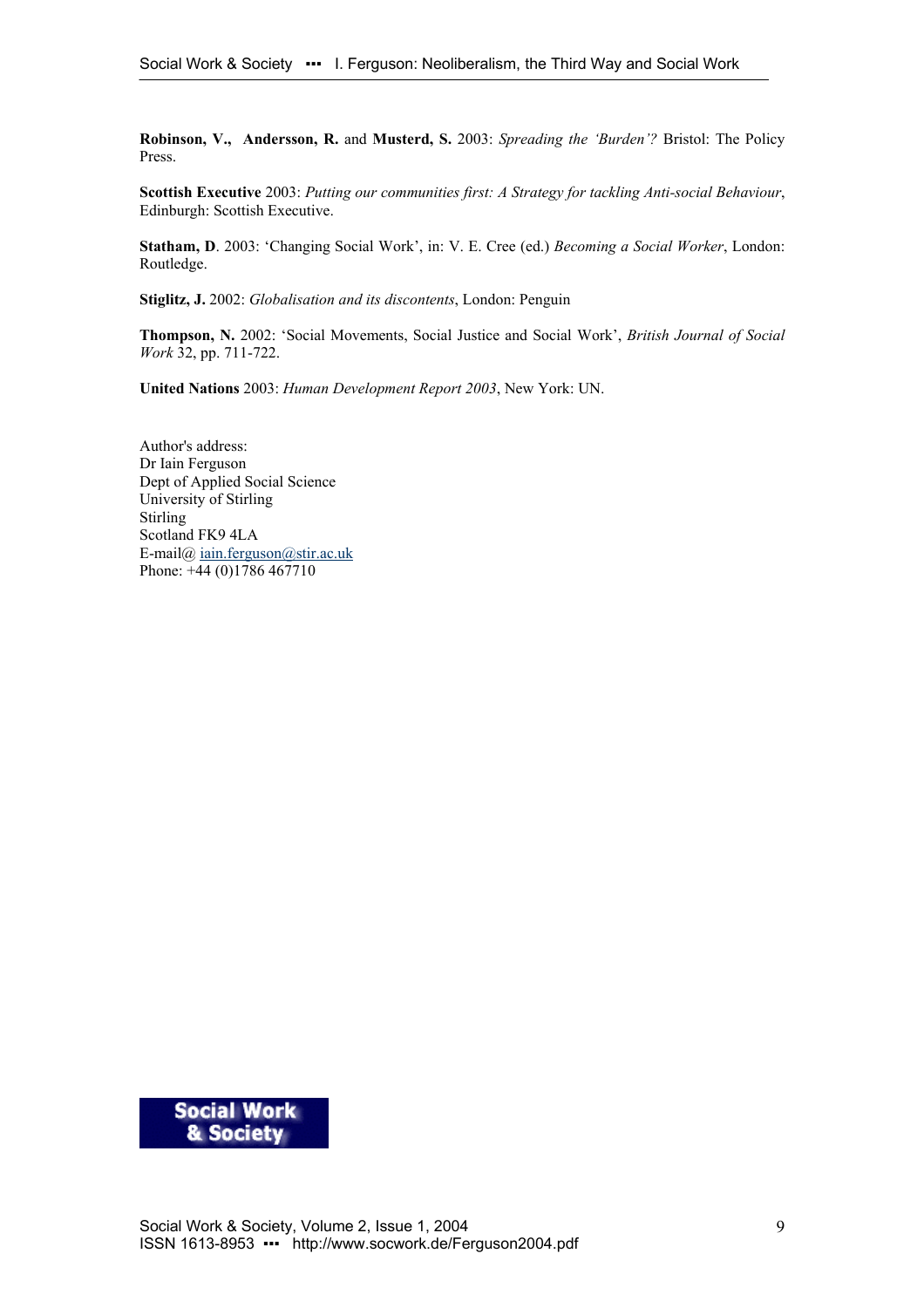**Robinson, V., Andersson, R.** and **Musterd, S.** 2003: *Spreading the 'Burden'?* Bristol: The Policy Press.

**Scottish Executive** 2003: *Putting our communities first: A Strategy for tackling Anti-social Behaviour*, Edinburgh: Scottish Executive.

**Statham, D**. 2003: 'Changing Social Work', in: V. E. Cree (ed.) *Becoming a Social Worker*, London: Routledge.

**Stiglitz, J.** 2002: *Globalisation and its discontents*, London: Penguin

**Thompson, N.** 2002: 'Social Movements, Social Justice and Social Work', *British Journal of Social Work* 32, pp. 711-722.

**United Nations** 2003: *Human Development Report 2003*, New York: UN.

Author's address:
Dr Iain Ferguson
Dept of Applied Social Science
University of Stirling
Stirling
Scotland FK9 4LA
E-mail@ iain.ferguson@stir.ac.uk
Phone: +44 (0)1786 467710

Social Work & Society